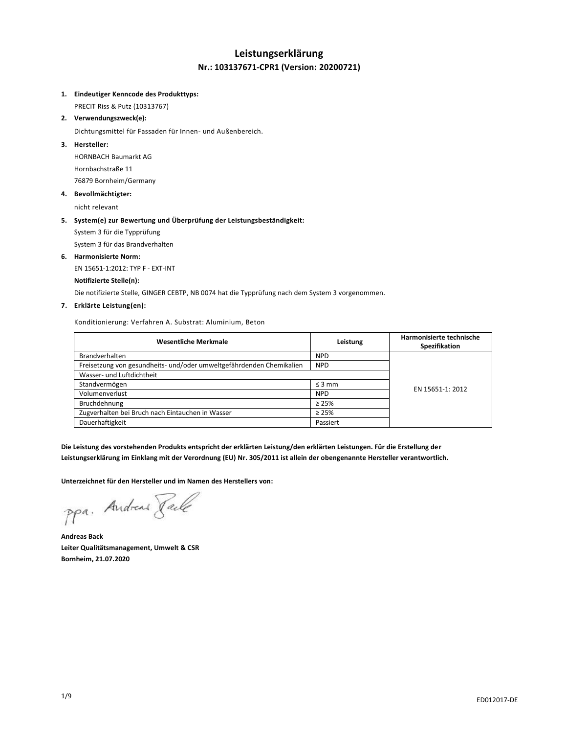# Leistungserklärung

## Nr.: 103137671-CPR1 (Version: 20200721)

1. **Eindeutiger Kenncode des Produkttyps:**
   PRECIT Riss & Putz (10313767)
2. **Verwendungszweck(e):**
   Dichtungsmittel für Fassaden für Innen- und Außenbereich.
3. **Hersteller:**
   HORNBACH Baumarkt AG
   Hornbachstraße 11
   76879 Bornheim/Germany
4. **Bevollmächtigter:**
   nicht relevant
5. **System(e) zur Bewertung und Überprüfung der Leistungsbeständigkeit:**
   System 3 für die Typprüfung
   System 3 für das Brandverhalten
6. **Harmonisierte Norm:**
   EN 15651-1:2012: TYP F - EXT-INT
   **Notifizierte Stelle(n):**
   Die notifizierte Stelle, GINGER CEBTP, NB 0074 hat die Typprüfung nach dem System 3 vorgenommen.
7. **Erklärte Leistung(en):**

Konditionierung: Verfahren A. Substrat: Aluminium, Beton

| Wesentliche Merkmale | Leistung | Harmonisierte technische Spezifikation |
|---|---|---|
| Brandverhalten | NPD | EN 15651-1: 2012 |
| Freisetzung von gesundheits- und/oder umweltgefährdenden Chemikalien | NPD | |
| Wasser- und Luftdichtheit | | |
| Standvermögen | ≤ 3 mm | |
| Volumenverlust | NPD | |
| Bruchdehnung | ≥ 25% | |
| Zugverhalten bei Bruch nach Eintauchen in Wasser | ≥ 25% | |
| Dauerhaftigkeit | Passiert | |

**Die Leistung des vorstehenden Produkts entspricht der erklärten Leistung/den erklärten Leistungen. Für die Erstellung der Leistungserklärung im Einklang mit der Verordnung (EU) Nr. 305/2011 ist allein der obengenannte Hersteller verantwortlich.**

**Unterzeichnet für den Hersteller und im Namen des Herstellers von:**

ppa. Andreas Back

**Andreas Back**
**Leiter Qualitätsmanagement, Umwelt & CSR**
**Bornheim, 21.07.2020**

ED012017-DE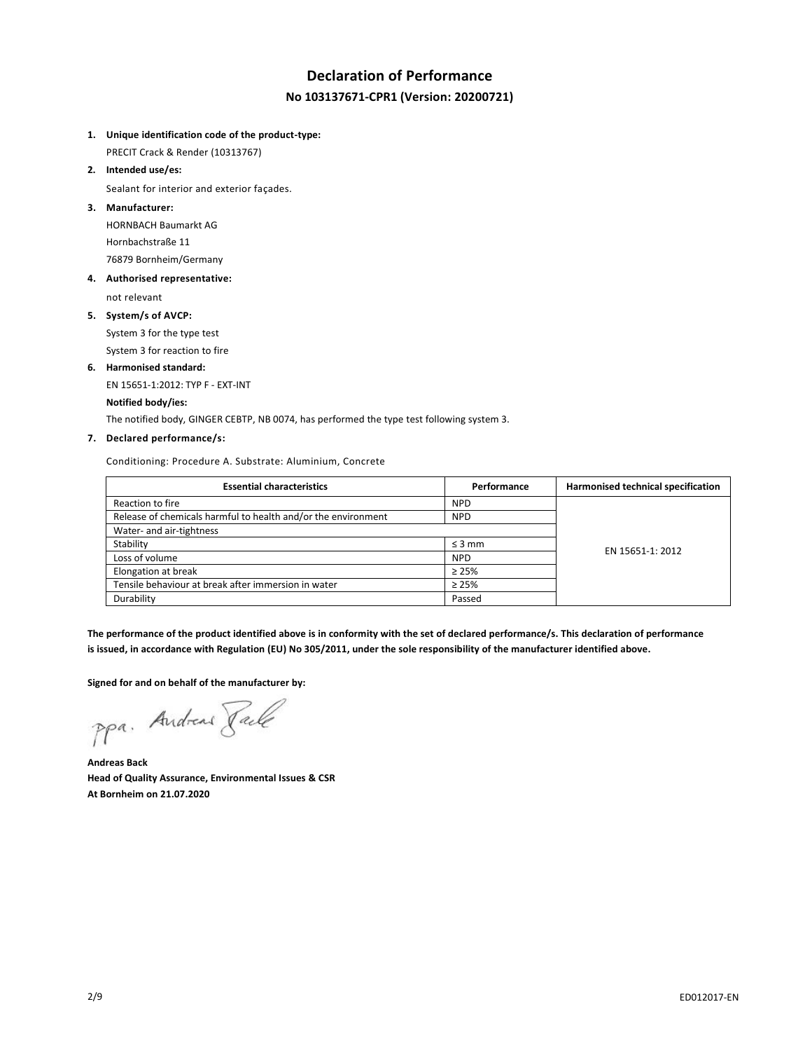# Declaration of Performance

## No 103137671-CPR1 (Version: 20200721)

1. **Unique identification code of the product-type:**
   PRECIT Crack & Render (10313767)
2. **Intended use/es:**
   Sealant for interior and exterior façades.
3. **Manufacturer:**
   HORNBACH Baumarkt AG
   Hornbachstraße 11
   76879 Bornheim/Germany
4. **Authorised representative:**
   not relevant
5. **System/s of AVCP:**
   System 3 for the type test
   System 3 for reaction to fire
6. **Harmonised standard:**
   EN 15651-1:2012: TYP F - EXT-INT

   **Notified body/ies:**
   The notified body, GINGER CEBTP, NB 0074, has performed the type test following system 3.
7. **Declared performance/s:**

Conditioning: Procedure A. Substrate: Aluminium, Concrete

| Essential characteristics | Performance | Harmonised technical specification |
|---|---|---|
| Reaction to fire | NPD | EN 15651-1: 2012 |
| Release of chemicals harmful to health and/or the environment | NPD | |
| Water- and air-tightness | | |
| Stability | ≤ 3 mm | |
| Loss of volume | NPD | |
| Elongation at break | ≥ 25% | |
| Tensile behaviour at break after immersion in water | ≥ 25% | |
| Durability | Passed | |

**The performance of the product identified above is in conformity with the set of declared performance/s. This declaration of performance is issued, in accordance with Regulation (EU) No 305/2011, under the sole responsibility of the manufacturer identified above.**

**Signed for and on behalf of the manufacturer by:**

ppa. Andreas Back

**Andreas Back**
**Head of Quality Assurance, Environmental Issues & CSR**
**At Bornheim on 21.07.2020**

ED012017-EN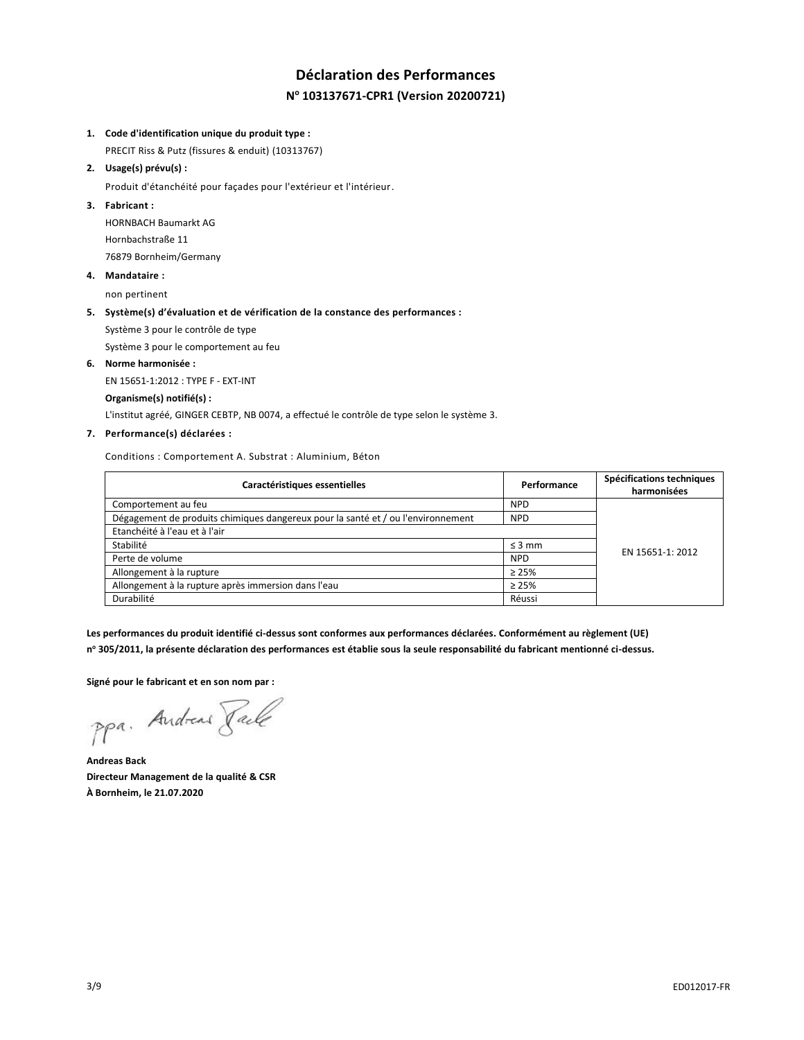# Déclaration des Performances

## N° 103137671-CPR1 (Version 20200721)

1. **Code d'identification unique du produit type :**
   PRECIT Riss & Putz (fissures & enduit) (10313767)
2. **Usage(s) prévu(s) :**
   Produit d'étanchéité pour façades pour l'extérieur et l'intérieur.
3. **Fabricant :**
   HORNBACH Baumarkt AG
   Hornbachstraße 11
   76879 Bornheim/Germany
4. **Mandataire :**
   non pertinent
5. **Système(s) d'évaluation et de vérification de la constance des performances :**
   Système 3 pour le contrôle de type
   Système 3 pour le comportement au feu
6. **Norme harmonisée :**
   EN 15651-1:2012 : TYPE F - EXT-INT
   **Organisme(s) notifié(s) :**
   L'institut agréé, GINGER CEBTP, NB 0074, a effectué le contrôle de type selon le système 3.
7. **Performance(s) déclarées :**

Conditions : Comportement A. Substrat : Aluminium, Béton

| Caractéristiques essentielles | Performance | Spécifications techniques harmonisées |
|---|---|---|
| Comportement au feu | NPD | EN 15651-1: 2012 |
| Dégagement de produits chimiques dangereux pour la santé et / ou l'environnement | NPD | |
| Etanchéité à l'eau et à l'air | | |
| Stabilité | ≤ 3 mm | |
| Perte de volume | NPD | |
| Allongement à la rupture | ≥ 25% | |
| Allongement à la rupture après immersion dans l'eau | ≥ 25% | |
| Durabilité | Réussi | |

**Les performances du produit identifié ci-dessus sont conformes aux performances déclarées. Conformément au règlement (UE) n° 305/2011, la présente déclaration des performances est établie sous la seule responsabilité du fabricant mentionné ci-dessus.**

**Signé pour le fabricant et en son nom par :**

ppa. Andreas Back

**Andreas Back**
**Directeur Management de la qualité & CSR**
**À Bornheim, le 21.07.2020**

ED012017-FR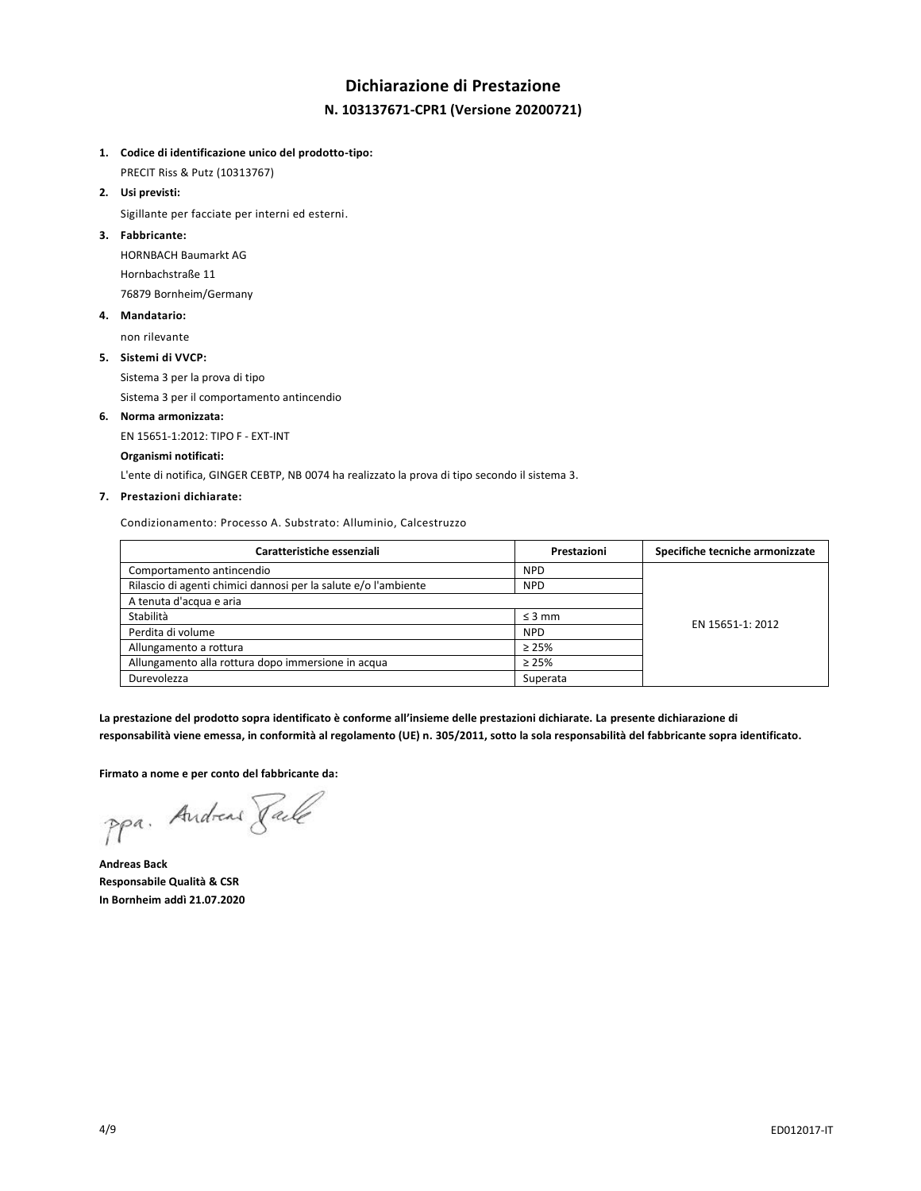# Dichiarazione di Prestazione

## N. 103137671-CPR1 (Versione 20200721)

1. **Codice di identificazione unico del prodotto-tipo:**

   PRECIT Riss & Putz (10313767)

2. **Usi previsti:**

   Sigillante per facciate per interni ed esterni.

3. **Fabbricante:**

   HORNBACH Baumarkt AG
   Hornbachstraße 11
   76879 Bornheim/Germany

4. **Mandatario:**

   non rilevante

5. **Sistemi di VVCP:**

   Sistema 3 per la prova di tipo
   Sistema 3 per il comportamento antincendio

6. **Norma armonizzata:**

   EN 15651-1:2012: TIPO F - EXT-INT

   **Organismi notificati:**

   L'ente di notifica, GINGER CEBTP, NB 0074 ha realizzato la prova di tipo secondo il sistema 3.

7. **Prestazioni dichiarate:**

   Condizionamento: Processo A. Substrato: Alluminio, Calcestruzzo

| Caratteristiche essenziali | Prestazioni | Specifiche tecniche armonizzate |
|---|---|---|
| Comportamento antincendio | NPD | EN 15651-1: 2012 |
| Rilascio di agenti chimici dannosi per la salute e/o l'ambiente | NPD | |
| A tenuta d'acqua e aria | | |
| Stabilità | ≤ 3 mm | |
| Perdita di volume | NPD | |
| Allungamento a rottura | ≥ 25% | |
| Allungamento alla rottura dopo immersione in acqua | ≥ 25% | |
| Durevolezza | Superata | |

**La prestazione del prodotto sopra identificato è conforme all'insieme delle prestazioni dichiarate. La presente dichiarazione di responsabilità viene emessa, in conformità al regolamento (UE) n. 305/2011, sotto la sola responsabilità del fabbricante sopra identificato.**

**Firmato a nome e per conto del fabbricante da:**

ppa. Andreas Back

**Andreas Back**
**Responsabile Qualità & CSR**
**In Bornheim addì 21.07.2020**

ED012017-IT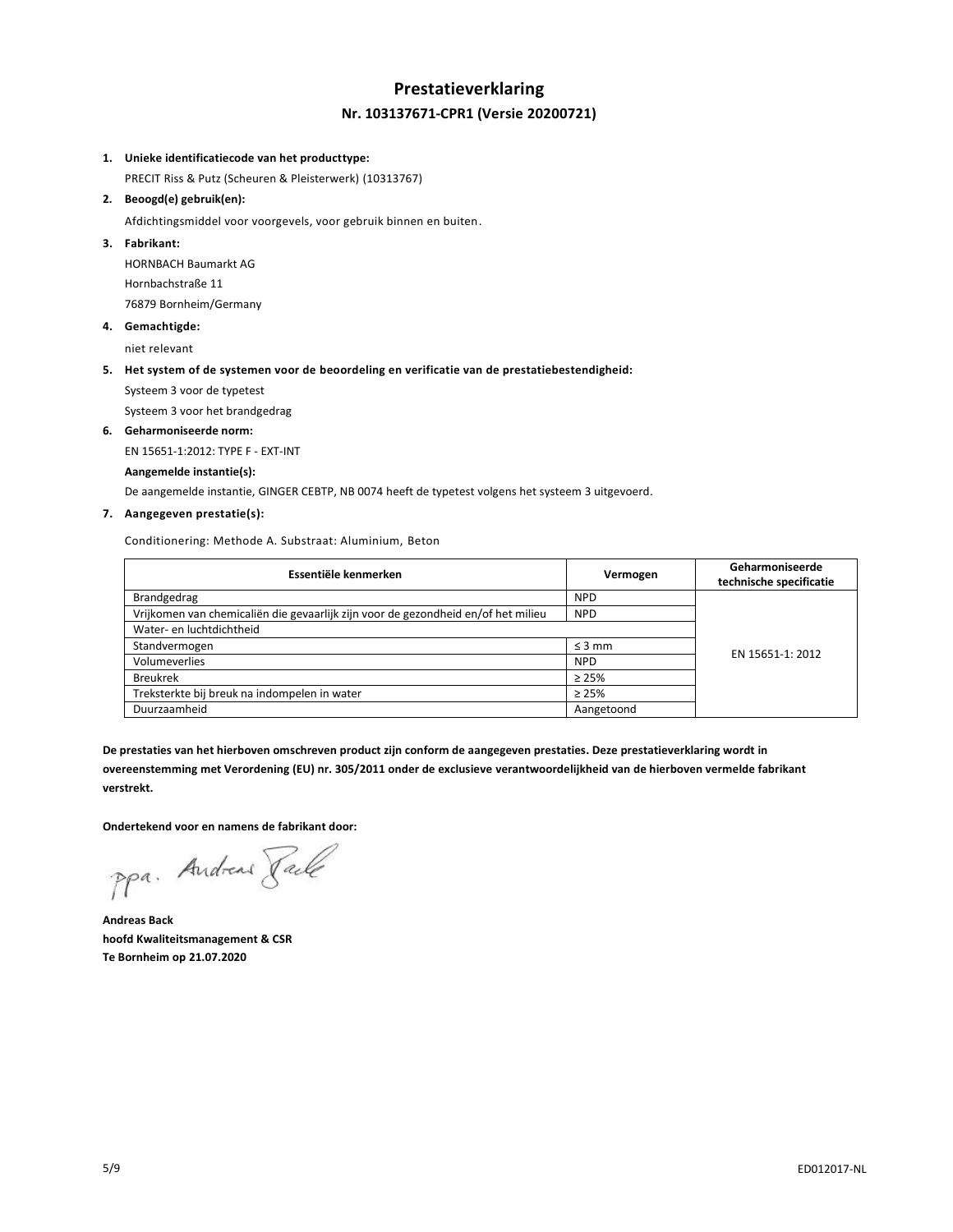# Prestatieverklaring

## Nr. 103137671-CPR1 (Versie 20200721)

1. **Unieke identificatiecode van het producttype:**

   PRECIT Riss & Putz (Scheuren & Pleisterwerk) (10313767)

2. **Beoogd(e) gebruik(en):**

   Afdichtingsmiddel voor voorgevels, voor gebruik binnen en buiten.

3. **Fabrikant:**

   HORNBACH Baumarkt AG

   Hornbachstraße 11

   76879 Bornheim/Germany

4. **Gemachtigde:**

   niet relevant

5. **Het system of de systemen voor de beoordeling en verificatie van de prestatiebestendigheid:**

   Systeem 3 voor de typetest

   Systeem 3 voor het brandgedrag

6. **Geharmoniseerde norm:**

   EN 15651-1:2012: TYPE F - EXT-INT

   **Aangemelde instantie(s):**

   De aangemelde instantie, GINGER CEBTP, NB 0074 heeft de typetest volgens het systeem 3 uitgevoerd.

7. **Aangegeven prestatie(s):**

   Conditionering: Methode A. Substraat: Aluminium, Beton

| Essentiële kenmerken | Vermogen | Geharmoniseerde technische specificatie |
|---|---|---|
| Brandgedrag | NPD | EN 15651-1: 2012 |
| Vrijkomen van chemicaliën die gevaarlijk zijn voor de gezondheid en/of het milieu | NPD | |
| Water- en luchtdichtheid | | |
| Standvermogen | ≤ 3 mm | |
| Volumeverlies | NPD | |
| Breukrek | ≥ 25% | |
| Treksterkte bij breuk na indompelen in water | ≥ 25% | |
| Duurzaamheid | Aangetoond | |

**De prestaties van het hierboven omschreven product zijn conform de aangegeven prestaties. Deze prestatieverklaring wordt in overeenstemming met Verordening (EU) nr. 305/2011 onder de exclusieve verantwoordelijkheid van de hierboven vermelde fabrikant verstrekt.**

**Ondertekend voor en namens de fabrikant door:**

ppa. Andreas Back

**Andreas Back**
**hoofd Kwaliteitsmanagement & CSR**
**Te Bornheim op 21.07.2020**

ED012017-NL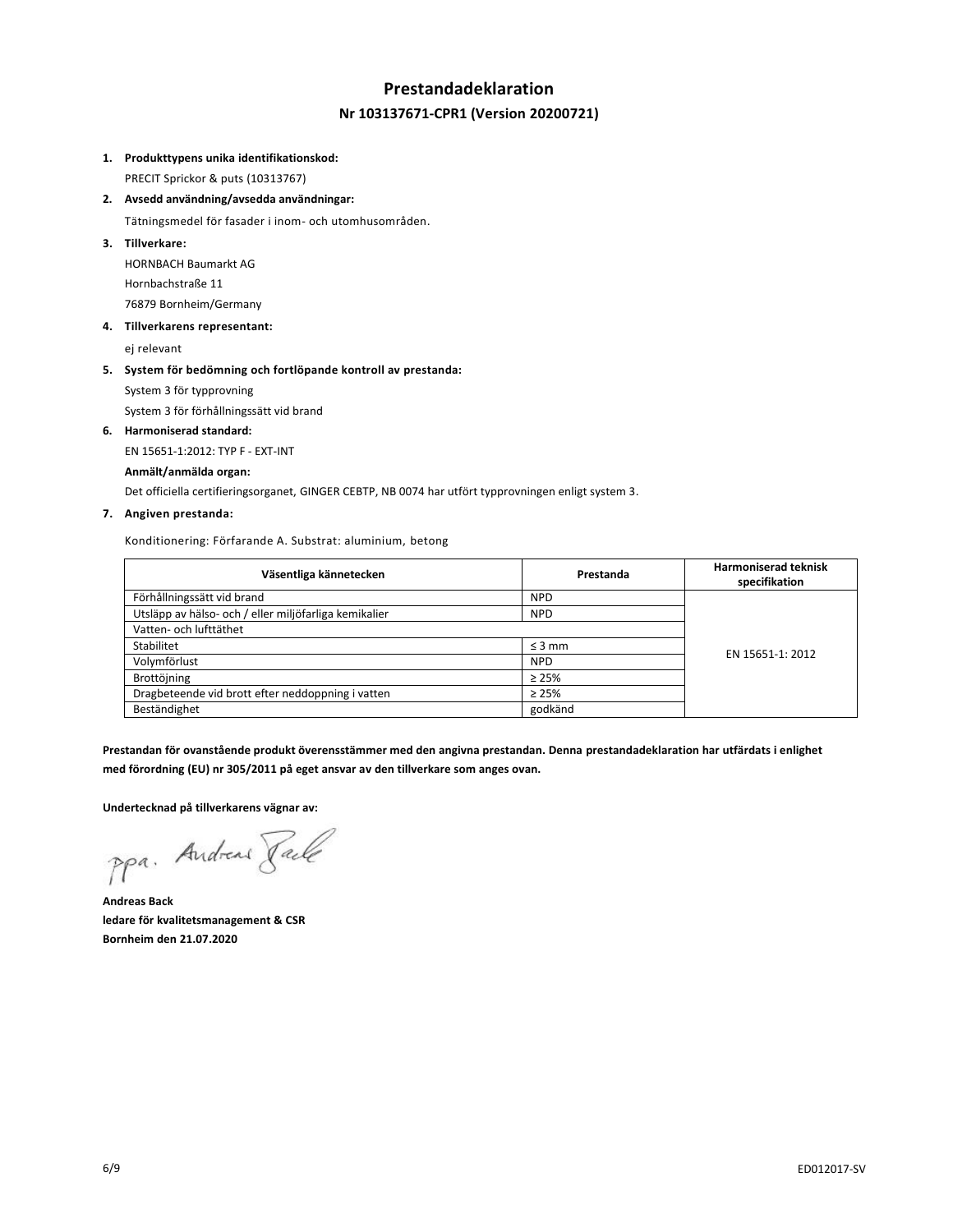# Prestandadeklaration

## Nr 103137671-CPR1 (Version 20200721)

1. **Produkttypens unika identifikationskod:**
   PRECIT Sprickor & puts (10313767)
2. **Avsedd användning/avsedda användningar:**
   Tätningsmedel för fasader i inom- och utomhusområden.
3. **Tillverkare:**
   HORNBACH Baumarkt AG
   Hornbachstraße 11
   76879 Bornheim/Germany
4. **Tillverkarens representant:**
   ej relevant
5. **System för bedömning och fortlöpande kontroll av prestanda:**
   System 3 för typprovning
   System 3 för förhållningssätt vid brand
6. **Harmoniserad standard:**
   EN 15651-1:2012: TYP F - EXT-INT
   **Anmält/anmälda organ:**
   Det officiella certifieringsorganet, GINGER CEBTP, NB 0074 har utfört typprovningen enligt system 3.
7. **Angiven prestanda:**

Konditionering: Förfarande A. Substrat: aluminium, betong

| Väsentliga kännetecken | Prestanda | Harmoniserad teknisk specifikation |
|---|---|---|
| Förhållningssätt vid brand | NPD | EN 15651-1: 2012 |
| Utsläpp av hälso- och / eller miljöfarliga kemikalier | NPD | |
| Vatten- och lufttäthet | | |
| Stabilitet | ≤ 3 mm | |
| Volymförlust | NPD | |
| Brottöjning | ≥ 25% | |
| Dragbeteende vid brott efter neddoppning i vatten | ≥ 25% | |
| Beständighet | godkänd | |

**Prestandan för ovanstående produkt överensstämmer med den angivna prestandan. Denna prestandadeklaration har utfärdats i enlighet med förordning (EU) nr 305/2011 på eget ansvar av den tillverkare som anges ovan.**

**Undertecknad på tillverkarens vägnar av:**

ppa. Andreas Back

**Andreas Back**
**ledare för kvalitetsmanagement & CSR**
**Bornheim den 21.07.2020**

ED012017-SV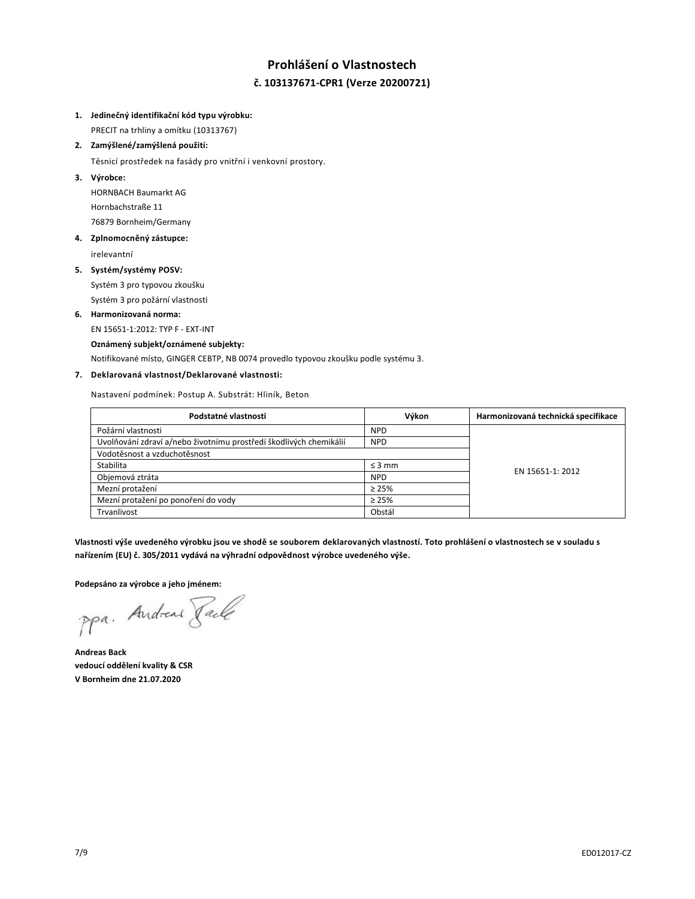# Prohlášení o Vlastnostech

## č. 103137671-CPR1 (Verze 20200721)

1. **Jedinečný identifikační kód typu výrobku:**
   PRECIT na trhliny a omítku (10313767)
2. **Zamýšlené/zamýšlená použití:**
   Těsnicí prostředek na fasády pro vnitřní i venkovní prostory.
3. **Výrobce:**
   HORNBACH Baumarkt AG
   Hornbachstraße 11
   76879 Bornheim/Germany
4. **Zplnomocněný zástupce:**
   irelevantní
5. **Systém/systémy POSV:**
   Systém 3 pro typovou zkoušku
   Systém 3 pro požární vlastnosti
6. **Harmonizovaná norma:**
   EN 15651-1:2012: TYP F - EXT-INT
   **Oznámený subjekt/oznámené subjekty:**
   Notifikované místo, GINGER CEBTP, NB 0074 provedlo typovou zkoušku podle systému 3.
7. **Deklarovaná vlastnost/Deklarované vlastnosti:**

Nastavení podmínek: Postup A. Substrát: Hliník, Beton

| Podstatné vlastnosti | Výkon | Harmonizovaná technická specifikace |
|---|---|---|
| Požární vlastnosti | NPD | EN 15651-1: 2012 |
| Uvolňování zdraví a/nebo životnímu prostředí škodlivých chemikálií | NPD | |
| Vodotěsnost a vzduchotěsnost | | |
| Stabilita | ≤ 3 mm | |
| Objemová ztráta | NPD | |
| Mezní protažení | ≥ 25% | |
| Mezní protažení po ponoření do vody | ≥ 25% | |
| Trvanlivost | Obstál | |

**Vlastnosti výše uvedeného výrobku jsou ve shodě se souborem deklarovaných vlastností. Toto prohlášení o vlastnostech se v souladu s nařízením (EU) č. 305/2011 vydává na výhradní odpovědnost výrobce uvedeného výše.**

**Podepsáno za výrobce a jeho jménem:**

ppa. Andreas Back

**Andreas Back**
**vedoucí oddělení kvality & CSR**
**V Bornheim dne 21.07.2020**

ED012017-CZ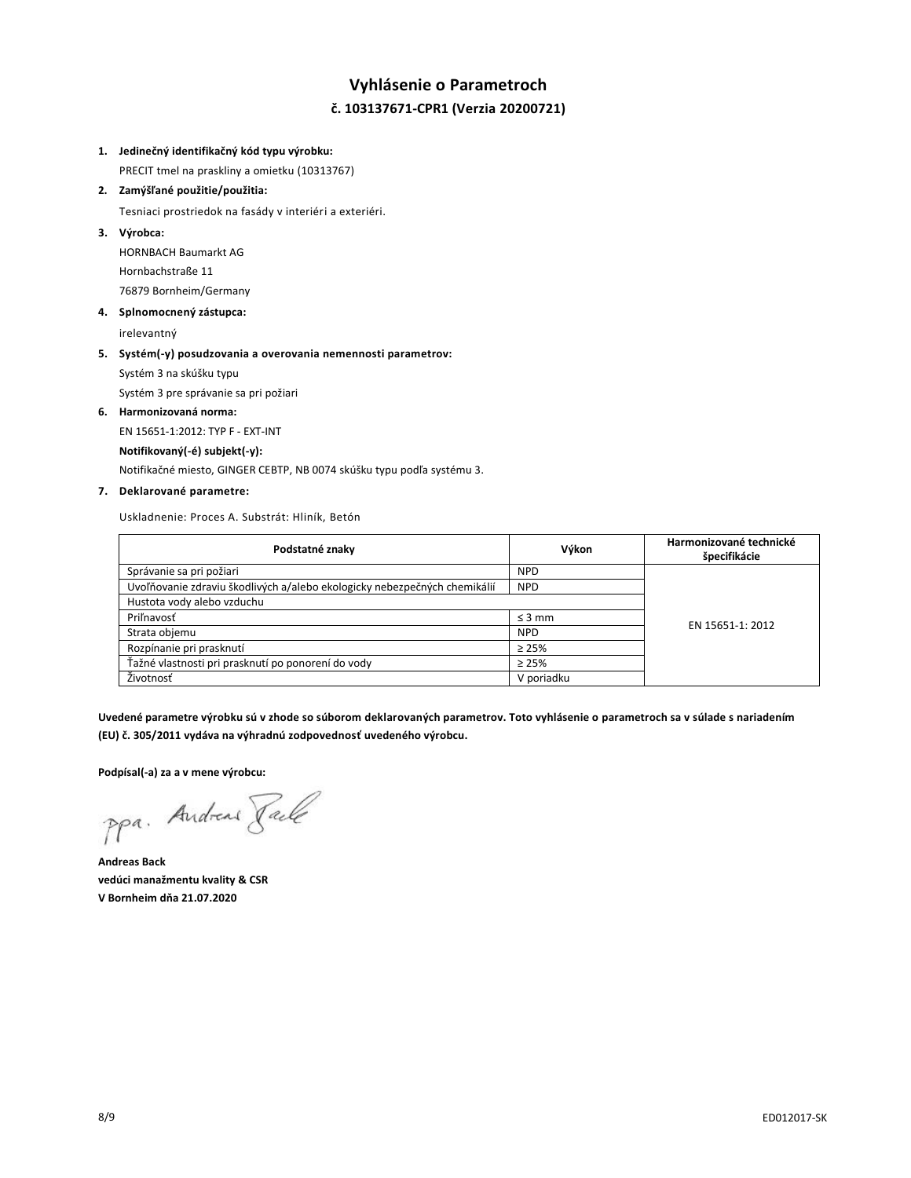# Vyhlásenie o Parametroch

## č. 103137671-CPR1 (Verzia 20200721)

1. **Jedinečný identifikačný kód typu výrobku:**
   PRECIT tmel na praskliny a omietku (10313767)
2. **Zamýšľané použitie/použitia:**
   Tesniaci prostriedok na fasády v interiéri a exteriéri.
3. **Výrobca:**
   HORNBACH Baumarkt AG
   Hornbachstraße 11
   76879 Bornheim/Germany
4. **Splnomocnený zástupca:**
   irelevantný
5. **Systém(-y) posudzovania a overovania nemennosti parametrov:**
   Systém 3 na skúšku typu
   Systém 3 pre správanie sa pri požiari
6. **Harmonizovaná norma:**
   EN 15651-1:2012: TYP F - EXT-INT
   **Notifikovaný(-é) subjekt(-y):**
   Notifikačné miesto, GINGER CEBTP, NB 0074 skúšku typu podľa systému 3.
7. **Deklarované parametre:**

Uskladnenie: Proces A. Substrát: Hliník, Betón

| Podstatné znaky | Výkon | Harmonizované technické špecifikácie |
|---|---|---|
| Správanie sa pri požiari | NPD | EN 15651-1: 2012 |
| Uvoľňovanie zdraviu škodlivých a/alebo ekologicky nebezpečných chemikálií | NPD | |
| Hustota vody alebo vzduchu | | |
| Priľnavosť | ≤ 3 mm | |
| Strata objemu | NPD | |
| Rozpínanie pri prasknutí | ≥ 25% | |
| Ťažné vlastnosti pri prasknutí po ponorení do vody | ≥ 25% | |
| Životnosť | V poriadku | |

**Uvedené parametre výrobku sú v zhode so súborom deklarovaných parametrov. Toto vyhlásenie o parametroch sa v súlade s nariadením (EU) č. 305/2011 vydáva na výhradnú zodpovednosť uvedeného výrobcu.**

**Podpísal(-a) za a v mene výrobcu:**

ppa. Andreas Back

**Andreas Back**
**vedúci manažmentu kvality & CSR**
**V Bornheim dňa 21.07.2020**

ED012017-SK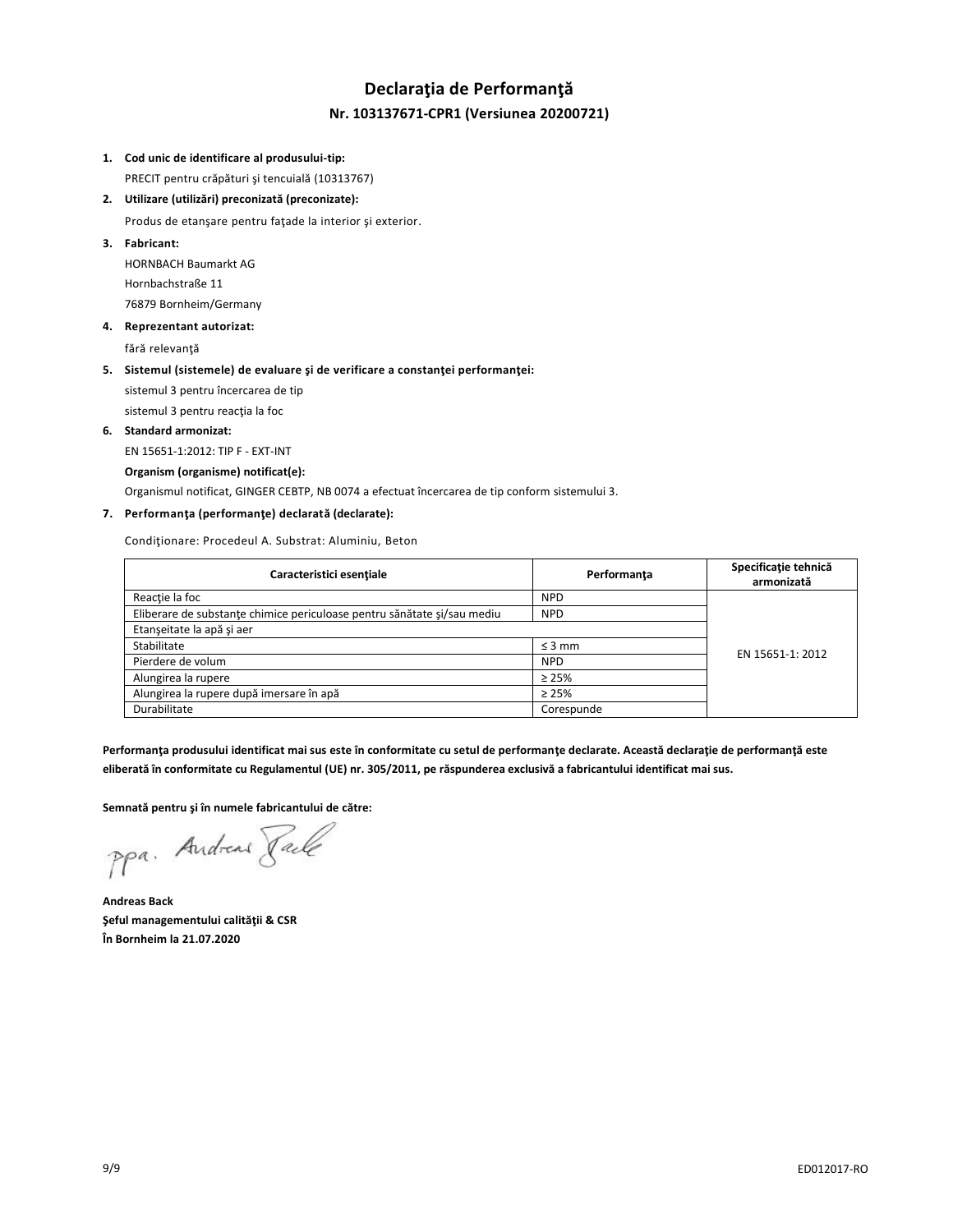# Declaraţia de Performanţă

## Nr. 103137671-CPR1 (Versiunea 20200721)

1. **Cod unic de identificare al produsului-tip:**
   PRECIT pentru crăpături şi tencuială (10313767)
2. **Utilizare (utilizări) preconizată (preconizate):**
   Produs de etanşare pentru faţade la interior şi exterior.
3. **Fabricant:**
   HORNBACH Baumarkt AG
   Hornbachstraße 11
   76879 Bornheim/Germany
4. **Reprezentant autorizat:**
   fără relevanţă
5. **Sistemul (sistemele) de evaluare şi de verificare a constanţei performanţei:**
   sistemul 3 pentru încercarea de tip
   sistemul 3 pentru reacţia la foc
6. **Standard armonizat:**
   EN 15651-1:2012: TIP F - EXT-INT
   **Organism (organisme) notificat(e):**
   Organismul notificat, GINGER CEBTP, NB 0074 a efectuat încercarea de tip conform sistemului 3.
7. **Performanţa (performanţe) declarată (declarate):**

Condiţionare: Procedeul A. Substrat: Aluminiu, Beton

| Caracteristici esenţiale | Performanţa | Specificaţie tehnică armonizată |
|---|---|---|
| Reacţie la foc | NPD | EN 15651-1: 2012 |
| Eliberare de substanţe chimice periculoase pentru sănătate şi/sau mediu | NPD | |
| Etanşeitate la apă şi aer | | |
| Stabilitate | ≤ 3 mm | |
| Pierdere de volum | NPD | |
| Alungirea la rupere | ≥ 25% | |
| Alungirea la rupere după imersare în apă | ≥ 25% | |
| Durabilitate | Corespunde | |

**Performanţa produsului identificat mai sus este în conformitate cu setul de performanţe declarate. Această declaraţie de performanţă este eliberată în conformitate cu Regulamentul (UE) nr. 305/2011, pe răspunderea exclusivă a fabricantului identificat mai sus.**

**Semnată pentru şi în numele fabricantului de către:**

ppa. Andreas Back

**Andreas Back**
**Şeful managementului calităţii & CSR**
**În Bornheim la 21.07.2020**

ED012017-RO